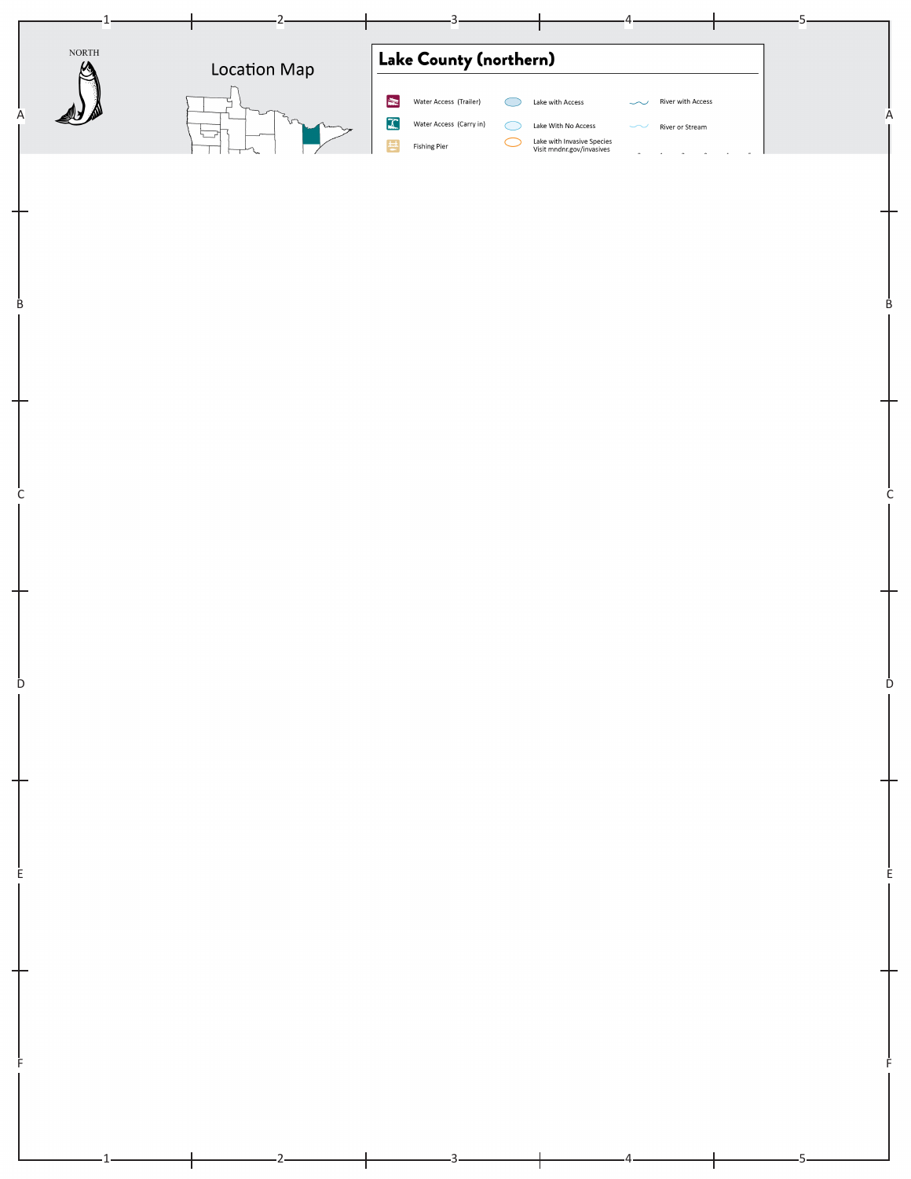NORTH

Location Map

# Lake County (northern)

| | | |
|---|---|---|
| Water Access (Trailer) | Lake with Access | River with Access |
| Water Access (Carry in) | Lake With No Access | River or Stream |
| Fishing Pier | Lake with Invasive Species Visit mndnr.gov/invasives | |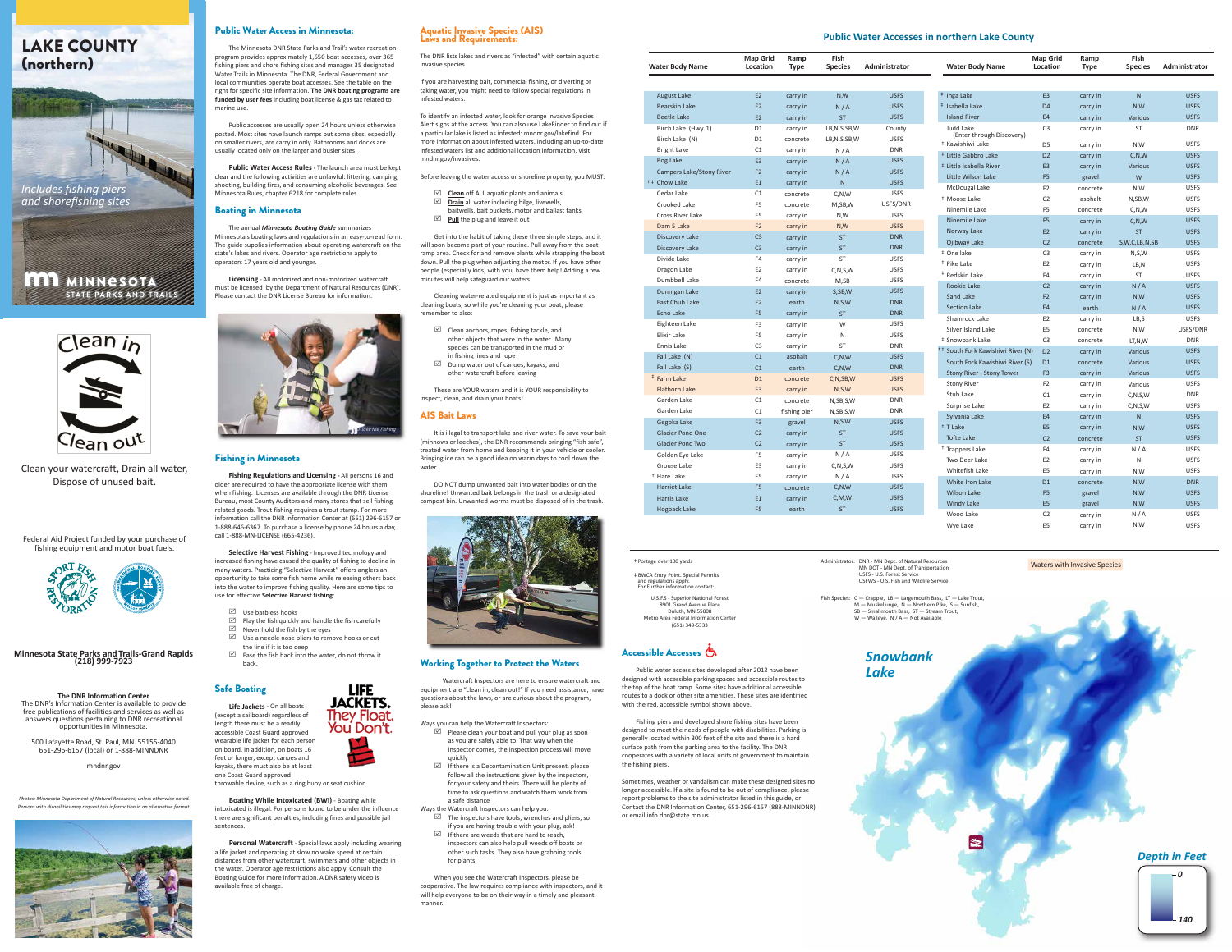# LAKE COUNTY (northern)

*Includes fishing piers and shorefishing sites*

MINNESOTA STATE PARKS AND TRAILS

Clean in Clean out

Clean your watercraft, Drain all water, Dispose of unused bait.

Federal Aid Project funded by your purchase of fishing equipment and motor boat fuels.

**Minnesota State Parks and Trails-Grand Rapids (218) 999-7923**

**The DNR Information Center**
The DNR's Information Center is available to provide free publications of facilities and services as well as answers questions pertaining to DNR recreational opportunities in Minnesota.

500 Lafayette Road, St. Paul, MN 55155-4040
651-296-6157 (local) or 1-888-MINNDNR

mndnr.gov

*Photos: Minnesota Department of Natural Resources, unless otherwise noted. Persons with disabilities may request this information in an alternative format.*

## Public Water Access in Minnesota:

The Minnesota DNR State Parks and Trail's water recreation program provides approximately 1,650 boat accesses, over 365 fishing piers and shore fishing sites and manages 35 designated Water Trails in Minnesota. The DNR, Federal Government and local communities operate boat accesses. See the table on the right for specific site information. **The DNR boating programs are funded by user fees** including boat license & gas tax refunded to marine use.

Public accesses are usually open 24 hours unless otherwise posted. Most sites have launch ramps but some sites, especially on smaller rivers, are carry in only. Bathrooms and docks are usually located only on the larger and busier sites.

**Public Water Access Rules** - The launch area must be kept clear and the following activities are unlawful: littering, camping, shooting, building fires, and consuming alcoholic beverages. See Minnesota Rules, chapter 6218 for complete rules.

## Boating in Minnesota

The annual ***Minnesota Boating Guide*** summarizes Minnesota's boating laws and regulations in an easy-to-read form. The guide supplies information about operating watercraft on the state's lakes and rivers. Operator age restrictions apply to operators 17 years old and younger.

**Licensing** - All motorized and non-motorized watercraft must be licensed by the Department of Natural Resources (DNR). Please contact the DNR License Bureau for information.

Take Me Fishing

## Fishing in Minnesota

**Fishing Regulations and Licensing** - All persons 16 and older are required to have the appropriate license with them when fishing. Licenses are available through the DNR License Bureau, most County Auditors and many stores that sell fishing related goods. Trout fishing requires a trout stamp. For more information call the DNR information Center at (651) 296-6157 or 1-888-646-6367. To purchase a license by phone 24 hours a day, call 1-888-MN-LICENSE (665-4236).

**Selective Harvest Fishing** - Improved technology and increased fishing have caused the quality of fishing to decline in many waters. Practicing "Selective Harvest" offers anglers an opportunity to take some fish home while releasing others back into the water to improve fishing quality. Here are some tips to use for effective **Selective Harvest fishing**:

- ☑ Use barbless hooks
- ☑ Play the fish quickly and handle the fish carefully
- ☑ Never hold the fish by the eyes
- ☑ Use a needle nose pliers to remove hooks or cut the line if it is too deep
- ☑ Ease the fish back into the water, do not throw it back.

## Safe Boating

LIFE JACKETS. They Float. You Don't.

**Life Jackets** - On all boats (except a sailboard) regardless of length there must be a readily accessible Coast Guard approved wearable life jacket for each person on board. In addition, on boats 16 feet or longer, except canoes and kayaks, there must also be at least one Coast Guard approved throwable device, such as a ring buoy or seat cushion.

**Boating While Intoxicated (BWI)** - Boating while intoxicated is illegal. For persons found to be under the influence there are significant penalties, including fines and possible jail sentences.

**Personal Watercraft** - Special laws apply including wearing a life jacket and operating at slow no wake speed at certain distances from other watercraft, swimmers and other objects in the water. Operator age restrictions also apply. Consult the Boating Guide for more information. A DNR safety video is available free of charge.

## Aquatic Invasive Species (AIS) Laws and Requirements:

The DNR lists lakes and rivers as "infested" with certain aquatic invasive species.

If you are harvesting bait, commercial fishing, or diverting or taking water, you might need to follow special regulations in infested waters.

To identify an infested water, look for orange Invasive Species Alert signs at the access. You can also use LakeFinder to find out if a particular lake is listed as infested: mndnr.gov/lakefind. For more information about infested waters, including an up-to-date infested waters list and additional location information, visit mndnr.gov/invasives.

Before leaving the water access or shoreline property, you MUST:

- ☑ Clean off ALL aquatic plants and animals
- ☑ Drain all water including bilge, livewells, bait buckets, motor and ballast tanks
- ☑ Pull the plug and leave it out

Get into the habit of taking these three simple steps, and it will soon become part of your routine. Pull away from the boat ramp area. Check for and remove plants while strapping the boat down. Pull the plug when adjusting the motor. If you have other people (especially kids) with you, have them help! Adding a few minutes will help safeguard our waters.

Cleaning water-related equipment is just as important as cleaning boats, so while you're cleaning your boat, please remember to also:

- ☑ Clean anchors, ropes, fishing tackle, and other objects that were in the water. Many species can be transported in the mud or in fishing lines and rope
- ☑ Dump water out of canoes, kayaks, and other watercraft before leaving

These are YOUR waters and it is YOUR responsibility to inspect, clean, and drain your boats!

## AIS Bait Laws

It is illegal to transport lake and river water. To save your bait (minnows or leeches), the DNR recommends bringing "fish safe", treated water from home and keeping it in your vehicle or cooler. Bringing ice can be a good idea on warm days to cool down the water.

DO NOT dump unwanted bait into water bodies or on the shoreline! Unwanted bait belongs in the trash or a designated compost bin. Unwanted worms must be disposed of in the trash.

## Working Together to Protect the Waters

Watercraft Inspectors are here to ensure watercraft and equipment are "clean in, clean out!" If you need assistance, have questions about the laws, or are curious about the program, please ask!

Ways you can help the Watercraft Inspectors:

- ☑ Please clean your boat and pull your plug as soon as you are safely able to. That way when the inspector comes, the inspection process will move quickly
- ☑ If there is a Decontamination Unit present, please follow all the instructions given by the inspectors, for your safety and theirs. There will be plenty of time to ask questions and watch them work from a safe distance

Ways the Watercraft Inspectors can help you:

- ☑ The inspectors have tools, wrenches and pliers, so if you are having trouble with your plug, ask!
- ☑ If there are weeds that are hard to reach, inspectors can also help pull weeds off boats or other such tasks. They also have grabbing tools for plants

When you see the Watercraft Inspectors, please be cooperative. The law requires compliance with inspectors, and it will help everyone to be on their way in a timely and pleasant manner.

## Public Water Accesses in northern Lake County

| Water Body Name | Map Grid Location | Ramp Type | Fish Species | Administrator |
|---|---|---|---|---|
| August Lake | E2 | carry in | N,W | USFS |
| Bearskin Lake | E2 | carry in | N / A | USFS |
| Beetle Lake | E2 | carry in | ST | USFS |
| Birch Lake (Hwy. 1) | D1 | carry in | LB,N,S,SB,W | County |
| Birch Lake (N) | D1 | concrete | LB,N,S,SB,W | USFS |
| Bright Lake | C1 | carry in | N / A | DNR |
| Bog Lake | E3 | carry in | N / A | USFS |
| Campers Lake/Stony River | F2 | carry in | N / A | USFS |
| † ‡ Chow Lake | E1 | carry in | N | USFS |
| Cedar Lake | C1 | concrete | C,N,W | USFS |
| Crooked Lake | F5 | concrete | M,SB,W | USFS/DNR |
| Cross River Lake | E5 | carry in | N,W | USFS |
| Dam 5 Lake | F2 | carry in | N,W | USFS |
| Discovery Lake | C3 | carry in | ST | DNR |
| Discovery Lake | C3 | carry in | ST | DNR |
| Divide Lake | F4 | carry in | ST | USFS |
| Dragon Lake | E2 | carry in | C,N,S,W | USFS |
| Dumbbell Lake | F4 | concrete | M,SB | USFS |
| Dunnigan Lake | E2 | carry in | S,SB,W | USFS |
| East Chub Lake | E2 | earth | N,S,W | DNR |
| Echo Lake | F5 | carry in | ST | DNR |
| Eighteen Lake | F3 | carry in | W | USFS |
| Elixir Lake | F5 | carry in | N | USFS |
| Ennis Lake | C3 | carry in | ST | DNR |
| Fall Lake (N) | C1 | asphalt | C,N,W | USFS |
| Fall Lake (S) | C1 | earth | C,N,W | DNR |
| ‡ Farm Lake | D1 | concrete | C,N,SB,W | USFS |
| Flathorn Lake | F3 | carry in | N,S,W | USFS |
| Garden Lake | C1 | concrete | N,SB,S,W | DNR |
| Garden Lake | C1 | fishing pier | N,SB,S,W | DNR |
| Gegoka Lake | F3 | gravel | N,S,W | USFS |
| Glacier Pond One | C2 | carry in | ST | USFS |
| Glacier Pond Two | C2 | carry in | ST | USFS |
| Golden Eye Lake | F5 | carry in | N / A | USFS |
| Grouse Lake | E3 | carry in | C,N,S,W | USFS |
| † Hare Lake | F5 | carry in | N / A | USFS |
| Harriet Lake | F5 | concrete | C,N,W | USFS |
| Harris Lake | E1 | carry in | C,M,W | USFS |
| Hogback Lake | F5 | earth | ST | USFS |
| ‡ Inga Lake | E3 | carry in | N | USFS |
| ‡ Isabella Lake | D4 | carry in | N,W | USFS |
| Island River | E4 | carry in | Various | USFS |
| Judd Lake (Enter through Discovery) | C3 | carry in | ST | DNR |
| ‡ Kawishiwi Lake | D5 | carry in | N,W | USFS |
| ‡ Little Gabbro Lake | D2 | carry in | C,N,W | USFS |
| ‡ Little Isabella River | E3 | carry in | Various | USFS |
| Little Wilson Lake | F5 | gravel | W | USFS |
| McDougal Lake | F2 | concrete | N,W | USFS |
| ‡ Moose Lake | C2 | asphalt | N,SB,W | USFS |
| Ninemile Lake | F5 | concrete | C,N,W | USFS |
| Ninemile Lake | F5 | carry in | C,N,W | USFS |
| Norway Lake | E2 | carry in | ST | USFS |
| Ojibway Lake | C2 | concrete | S,W,C,LB,N,SB | USFS |
| ‡ One Lake | C3 | carry in | N,S,W | USFS |
| ‡ Pike Lake | E2 | carry in | LB,N | USFS |
| ‡ Redskin Lake | F4 | carry in | ST | USFS |
| Rookie Lake | C2 | carry in | N / A | USFS |
| Sand Lake | F2 | carry in | N,W | USFS |
| Section Lake | E4 | earth | N / A | USFS |
| Shamrock Lake | E2 | carry in | LB,S | USFS |
| Silver Island Lake | E5 | concrete | N,W | USFS/DNR |
| ‡ Snowbank Lake | C3 | concrete | LT,N,W | DNR |
| † ‡ South Fork Kawishiwi River (N) | D2 | carry in | Various | USFS |
| South Fork Kawishiwi River (S) | D1 | concrete | Various | USFS |
| Stony River - Stony Tower | F3 | carry in | Various | USFS |
| Stony River | F2 | carry in | Various | USFS |
| Stub Lake | C1 | carry in | C,N,S,W | DNR |
| Surprise Lake | E2 | carry in | C,N,S,W | USFS |
| Sylvania Lake | E4 | carry in | N | USFS |
| † T Lake | E5 | carry in | N,W | USFS |
| Tofte Lake | C2 | concrete | ST | USFS |
| † Trappers Lake | F4 | carry in | N / A | USFS |
| Two Deer Lake | E2 | carry in | N | USFS |
| Whitefish Lake | E5 | carry in | N,W | USFS |
| White Iron Lake | D1 | concrete | N,W | DNR |
| Wilson Lake | F5 | gravel | N,W | USFS |
| Windy Lake | F5 | gravel | N,W | USFS |
| Wood Lake | C2 | carry in | N / A | USFS |
| Wye Lake | E5 | carry in | N,W | USFS |

† Portage over 100 yards

‡ BWCA Entry Point. Special Permits and regulations apply. For Further information contact:

U.S.F.S - Superior National Forest
8901 Grand Avenue Place
Duluth, MN 55808
Metro Area Federal Information Center
(651) 349-5333

Administrator: DNR - MN Dept. of Natural Resources; MN DOT - MN Dept. of Transportation; USFS - U.S. Forest Service; USFWS - U.S. Fish and Wildlife Service

Fish Species: C — Crappie, LB — Largemouth Bass, LT — Lake Trout, M — Muskellunge, N — Northern Pike, S — Sunfish, SB — Smallmouth Bass, ST — Stream Trout, W — Walleye, N / A — Not Available

Waters with Invasive Species

## Accessible Accesses

Public water access sites developed after 2012 have been designed with accessible parking spaces and accessible routes to the top of the boat ramp. Some sites have additional accessible routes to a dock or other site amenities. These sites are identified with the raised, accessible symbol shown above.

Fishing piers and developed shore fishing sites have been designed to meet the needs of people with disabilities. Parking is generally located within 300 feet of the site and there is a hard surface path from the parking area to the facility. The DNR cooperates with a variety of local units of government to maintain the fishing piers.

Sometimes, weather or vandalism can make these designed sites no longer accessible. If a site is found to be out of compliance, please report problems to the site administrator listed in this guide, or Contact the DNR Information Center, 651-296-6157 (888-MINNDNR) or email info.dnr@state.mn.us.

*Snowbank Lake*

*Depth in Feet*
0
140